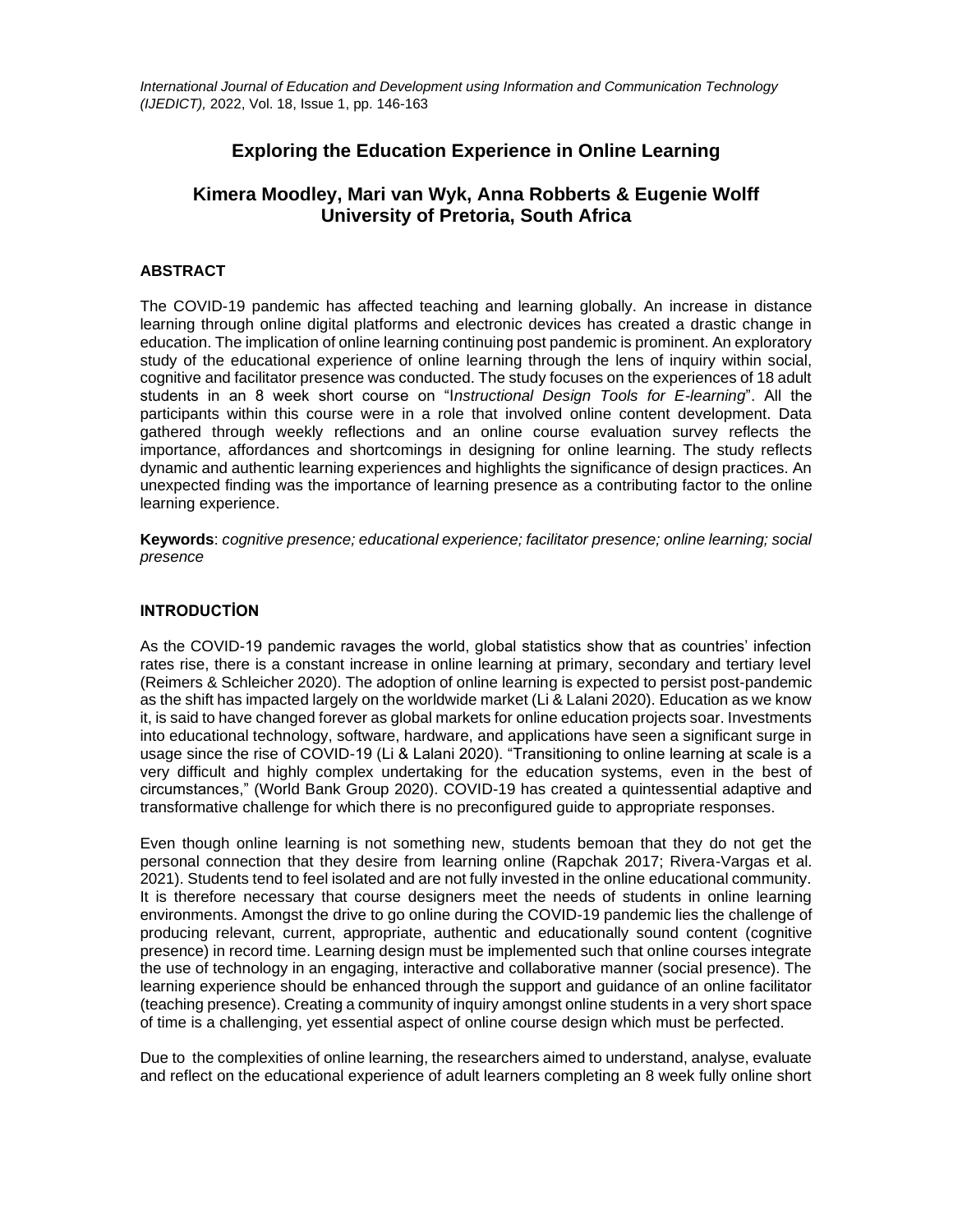# Exploring the Education Experience in Online Learning

## Kimera Moodley, Mari van Wyk, Anna Robberts & Eugenie Wolff
## University of Pretoria, South Africa

### ABSTRACT

The COVID-19 pandemic has affected teaching and learning globally. An increase in distance learning through online digital platforms and electronic devices has created a drastic change in education. The implication of online learning continuing post pandemic is prominent. An exploratory study of the educational experience of online learning through the lens of inquiry within social, cognitive and facilitator presence was conducted. The study focuses on the experiences of 18 adult students in an 8 week short course on "*Instructional Design Tools for E-learning*". All the participants within this course were in a role that involved online content development. Data gathered through weekly reflections and an online course evaluation survey reflects the importance, affordances and shortcomings in designing for online learning. The study reflects dynamic and authentic learning experiences and highlights the significance of design practices. An unexpected finding was the importance of learning presence as a contributing factor to the online learning experience.

**Keywords**: *cognitive presence; educational experience; facilitator presence; online learning; social presence*

### INTRODUCTİON

As the COVID-19 pandemic ravages the world, global statistics show that as countries' infection rates rise, there is a constant increase in online learning at primary, secondary and tertiary level (Reimers & Schleicher 2020). The adoption of online learning is expected to persist post-pandemic as the shift has impacted largely on the worldwide market (Li & Lalani 2020). Education as we know it, is said to have changed forever as global markets for online education projects soar. Investments into educational technology, software, hardware, and applications have seen a significant surge in usage since the rise of COVID-19 (Li & Lalani 2020). "Transitioning to online learning at scale is a very difficult and highly complex undertaking for the education systems, even in the best of circumstances," (World Bank Group 2020). COVID-19 has created a quintessential adaptive and transformative challenge for which there is no preconfigured guide to appropriate responses.

Even though online learning is not something new, students bemoan that they do not get the personal connection that they desire from learning online (Rapchak 2017; Rivera-Vargas et al. 2021). Students tend to feel isolated and are not fully invested in the online educational community. It is therefore necessary that course designers meet the needs of students in online learning environments. Amongst the drive to go online during the COVID-19 pandemic lies the challenge of producing relevant, current, appropriate, authentic and educationally sound content (cognitive presence) in record time. Learning design must be implemented such that online courses integrate the use of technology in an engaging, interactive and collaborative manner (social presence). The learning experience should be enhanced through the support and guidance of an online facilitator (teaching presence). Creating a community of inquiry amongst online students in a very short space of time is a challenging, yet essential aspect of online course design which must be perfected.

Due to the complexities of online learning, the researchers aimed to understand, analyse, evaluate and reflect on the educational experience of adult learners completing an 8 week fully online short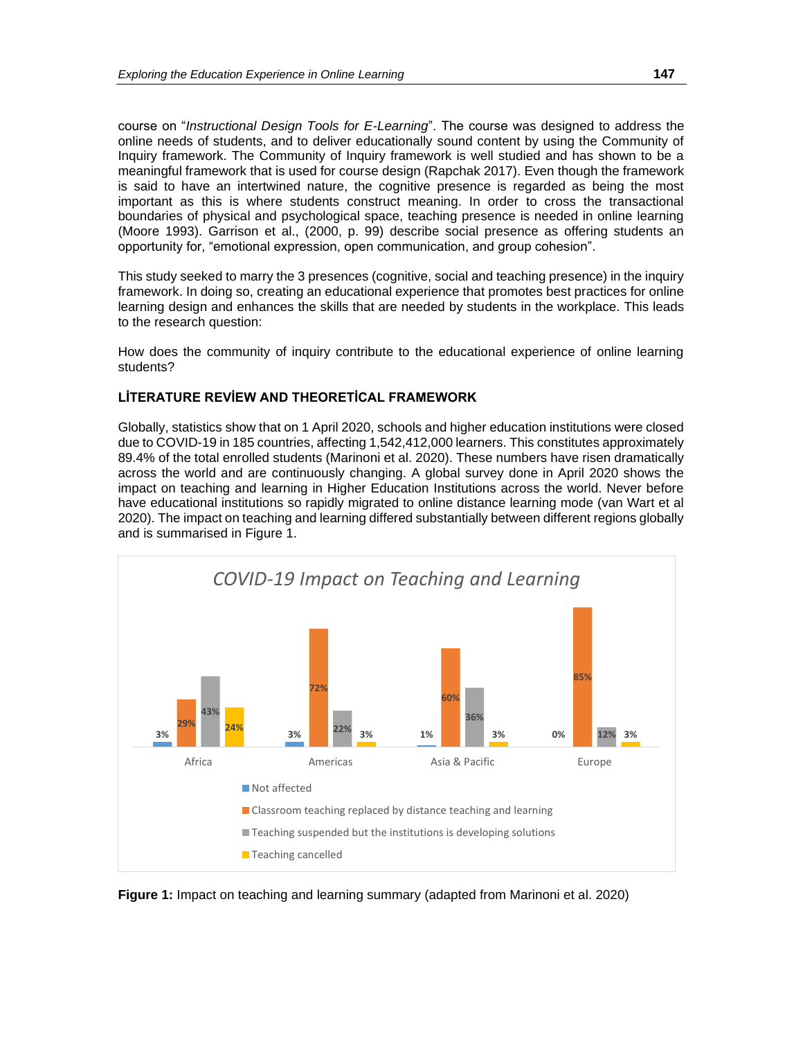course on "*Instructional Design Tools for E-Learning*". The course was designed to address the online needs of students, and to deliver educationally sound content by using the Community of Inquiry framework. The Community of Inquiry framework is well studied and has shown to be a meaningful framework that is used for course design (Rapchak 2017). Even though the framework is said to have an intertwined nature, the cognitive presence is regarded as being the most important as this is where students construct meaning. In order to cross the transactional boundaries of physical and psychological space, teaching presence is needed in online learning (Moore 1993). Garrison et al., (2000, p. 99) describe social presence as offering students an opportunity for, "emotional expression, open communication, and group cohesion".

This study seeked to marry the 3 presences (cognitive, social and teaching presence) in the inquiry framework. In doing so, creating an educational experience that promotes best practices for online learning design and enhances the skills that are needed by students in the workplace. This leads to the research question:

How does the community of inquiry contribute to the educational experience of online learning students?

## LİTERATURE REVİEW AND THEORETİCAL FRAMEWORK

Globally, statistics show that on 1 April 2020, schools and higher education institutions were closed due to COVID-19 in 185 countries, affecting 1,542,412,000 learners. This constitutes approximately 89.4% of the total enrolled students (Marinoni et al. 2020). These numbers have risen dramatically across the world and are continuously changing. A global survey done in April 2020 shows the impact on teaching and learning in Higher Education Institutions across the world. Never before have educational institutions so rapidly migrated to online distance learning mode (van Wart et al 2020). The impact on teaching and learning differed substantially between different regions globally and is summarised in Figure 1.

*COVID-19 Impact on Teaching and Learning*

| | Africa | Americas | Asia & Pacific | Europe |
|---|---|---|---|---|
| Not affected | 3% | 3% | 1% | 0% |
| Classroom teaching replaced by distance teaching and learning | 29% | 72% | 60% | 85% |
| Teaching suspended but the institutions is developing solutions | 43% | 22% | 36% | 12% |
| Teaching cancelled | 24% | 3% | 3% | 3% |

**Figure 1:** Impact on teaching and learning summary (adapted from Marinoni et al. 2020)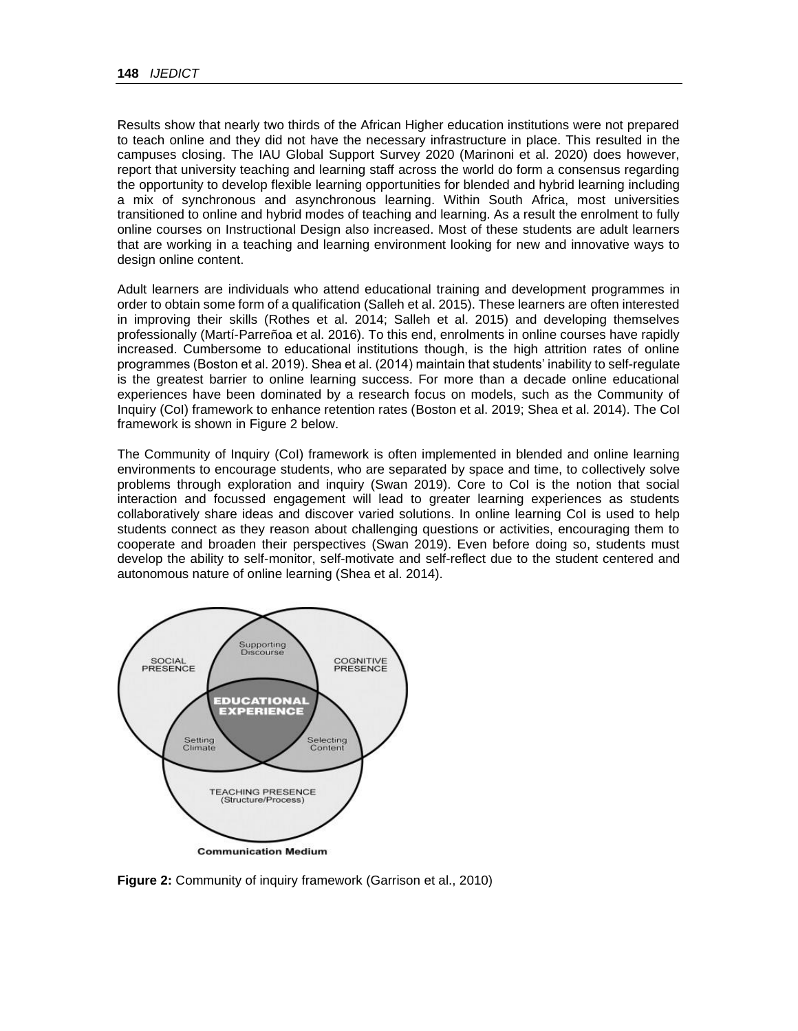Results show that nearly two thirds of the African Higher education institutions were not prepared to teach online and they did not have the necessary infrastructure in place. This resulted in the campuses closing. The IAU Global Support Survey 2020 (Marinoni et al. 2020) does however, report that university teaching and learning staff across the world do form a consensus regarding the opportunity to develop flexible learning opportunities for blended and hybrid learning including a mix of synchronous and asynchronous learning. Within South Africa, most universities transitioned to online and hybrid modes of teaching and learning. As a result the enrolment to fully online courses on Instructional Design also increased. Most of these students are adult learners that are working in a teaching and learning environment looking for new and innovative ways to design online content.

Adult learners are individuals who attend educational training and development programmes in order to obtain some form of a qualification (Salleh et al. 2015). These learners are often interested in improving their skills (Rothes et al. 2014; Salleh et al. 2015) and developing themselves professionally (Martí-Parreñoa et al. 2016). To this end, enrolments in online courses have rapidly increased. Cumbersome to educational institutions though, is the high attrition rates of online programmes (Boston et al. 2019). Shea et al. (2014) maintain that students' inability to self-regulate is the greatest barrier to online learning success. For more than a decade online educational experiences have been dominated by a research focus on models, such as the Community of Inquiry (CoI) framework to enhance retention rates (Boston et al. 2019; Shea et al. 2014). The CoI framework is shown in Figure 2 below.

The Community of Inquiry (CoI) framework is often implemented in blended and online learning environments to encourage students, who are separated by space and time, to collectively solve problems through exploration and inquiry (Swan 2019). Core to CoI is the notion that social interaction and focussed engagement will lead to greater learning experiences as students collaboratively share ideas and discover varied solutions. In online learning CoI is used to help students connect as they reason about challenging questions or activities, encouraging them to cooperate and broaden their perspectives (Swan 2019). Even before doing so, students must develop the ability to self-monitor, self-motivate and self-reflect due to the student centered and autonomous nature of online learning (Shea et al. 2014).

SOCIAL PRESENCE

Supporting Discourse

COGNITIVE PRESENCE

EDUCATIONAL EXPERIENCE

Setting Climate

Selecting Content

TEACHING PRESENCE (Structure/Process)

Communication Medium

**Figure 2:** Community of inquiry framework (Garrison et al., 2010)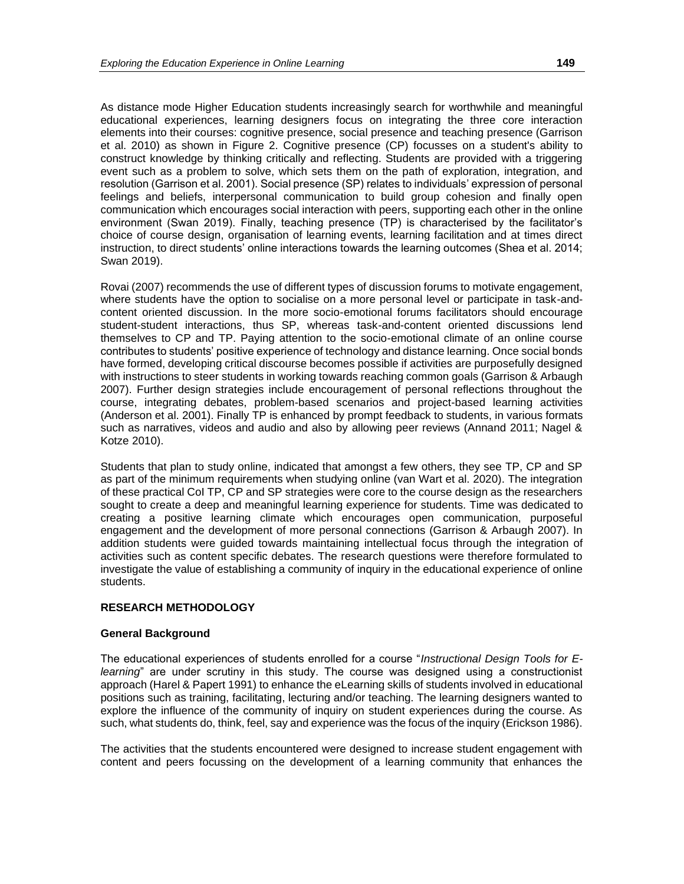As distance mode Higher Education students increasingly search for worthwhile and meaningful educational experiences, learning designers focus on integrating the three core interaction elements into their courses: cognitive presence, social presence and teaching presence (Garrison et al. 2010) as shown in Figure 2. Cognitive presence (CP) focusses on a student's ability to construct knowledge by thinking critically and reflecting. Students are provided with a triggering event such as a problem to solve, which sets them on the path of exploration, integration, and resolution (Garrison et al. 2001). Social presence (SP) relates to individuals' expression of personal feelings and beliefs, interpersonal communication to build group cohesion and finally open communication which encourages social interaction with peers, supporting each other in the online environment (Swan 2019). Finally, teaching presence (TP) is characterised by the facilitator's choice of course design, organisation of learning events, learning facilitation and at times direct instruction, to direct students' online interactions towards the learning outcomes (Shea et al. 2014; Swan 2019).

Rovai (2007) recommends the use of different types of discussion forums to motivate engagement, where students have the option to socialise on a more personal level or participate in task-and-content oriented discussion. In the more socio-emotional forums facilitators should encourage student-student interactions, thus SP, whereas task-and-content oriented discussions lend themselves to CP and TP. Paying attention to the socio-emotional climate of an online course contributes to students' positive experience of technology and distance learning. Once social bonds have formed, developing critical discourse becomes possible if activities are purposefully designed with instructions to steer students in working towards reaching common goals (Garrison & Arbaugh 2007). Further design strategies include encouragement of personal reflections throughout the course, integrating debates, problem-based scenarios and project-based learning activities (Anderson et al. 2001). Finally TP is enhanced by prompt feedback to students, in various formats such as narratives, videos and audio and also by allowing peer reviews (Annand 2011; Nagel & Kotze 2010).

Students that plan to study online, indicated that amongst a few others, they see TP, CP and SP as part of the minimum requirements when studying online (van Wart et al. 2020). The integration of these practical CoI TP, CP and SP strategies were core to the course design as the researchers sought to create a deep and meaningful learning experience for students. Time was dedicated to creating a positive learning climate which encourages open communication, purposeful engagement and the development of more personal connections (Garrison & Arbaugh 2007). In addition students were guided towards maintaining intellectual focus through the integration of activities such as content specific debates. The research questions were therefore formulated to investigate the value of establishing a community of inquiry in the educational experience of online students.

## RESEARCH METHODOLOGY

### General Background

The educational experiences of students enrolled for a course "*Instructional Design Tools for E-learning*" are under scrutiny in this study. The course was designed using a constructionist approach (Harel & Papert 1991) to enhance the eLearning skills of students involved in educational positions such as training, facilitating, lecturing and/or teaching. The learning designers wanted to explore the influence of the community of inquiry on student experiences during the course. As such, what students do, think, feel, say and experience was the focus of the inquiry (Erickson 1986).

The activities that the students encountered were designed to increase student engagement with content and peers focussing on the development of a learning community that enhances the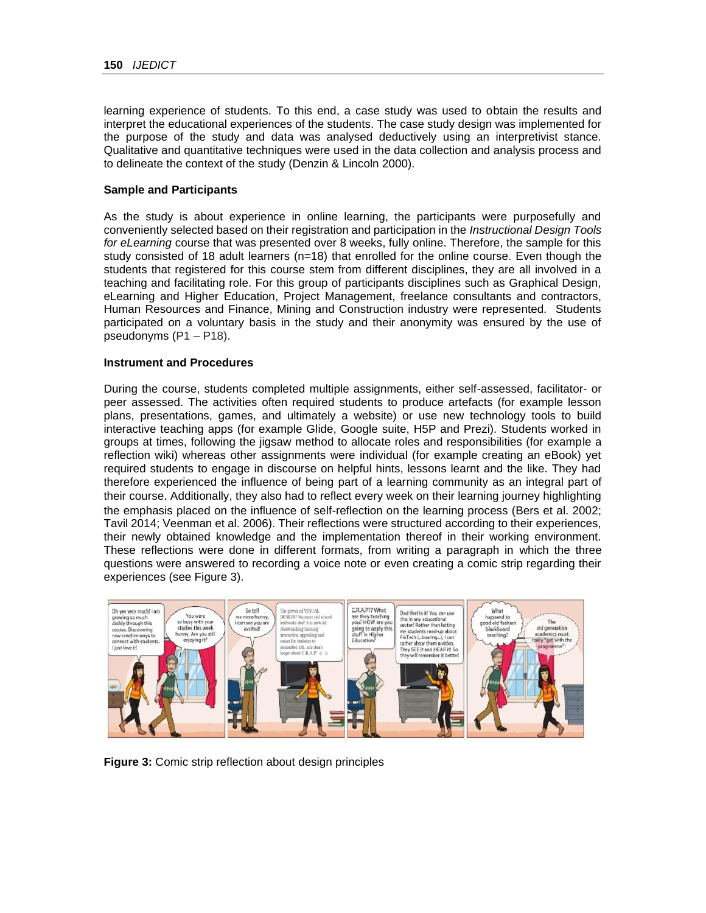learning experience of students. To this end, a case study was used to obtain the results and interpret the educational experiences of the students. The case study design was implemented for the purpose of the study and data was analysed deductively using an interpretivist stance. Qualitative and quantitative techniques were used in the data collection and analysis process and to delineate the context of the study (Denzin & Lincoln 2000).

**Sample and Participants**

As the study is about experience in online learning, the participants were purposefully and conveniently selected based on their registration and participation in the *Instructional Design Tools for eLearning* course that was presented over 8 weeks, fully online. Therefore, the sample for this study consisted of 18 adult learners (n=18) that enrolled for the online course. Even though the students that registered for this course stem from different disciplines, they are all involved in a teaching and facilitating role. For this group of participants disciplines such as Graphical Design, eLearning and Higher Education, Project Management, freelance consultants and contractors, Human Resources and Finance, Mining and Construction industry were represented. Students participated on a voluntary basis in the study and their anonymity was ensured by the use of pseudonyms (P1 – P18).

**Instrument and Procedures**

During the course, students completed multiple assignments, either self-assessed, facilitator- or peer assessed. The activities often required students to produce artefacts (for example lesson plans, presentations, games, and ultimately a website) or use new technology tools to build interactive teaching apps (for example Glide, Google suite, H5P and Prezi). Students worked in groups at times, following the jigsaw method to allocate roles and responsibilities (for example a reflection wiki) whereas other assignments were individual (for example creating an eBook) yet required students to engage in discourse on helpful hints, lessons learnt and the like. They had therefore experienced the influence of being part of a learning community as an integral part of their course. Additionally, they also had to reflect every week on their learning journey highlighting the emphasis placed on the influence of self-reflection on the learning process (Bers et al. 2002; Tavil 2014; Veenman et al. 2006). Their reflections were structured according to their experiences, their newly obtained knowledge and the implementation thereof in their working environment. These reflections were done in different formats, from writing a paragraph in which the three questions were answered to recording a voice note or even creating a comic strip regarding their experiences (see Figure 3).

**Figure 3:** Comic strip reflection about design principles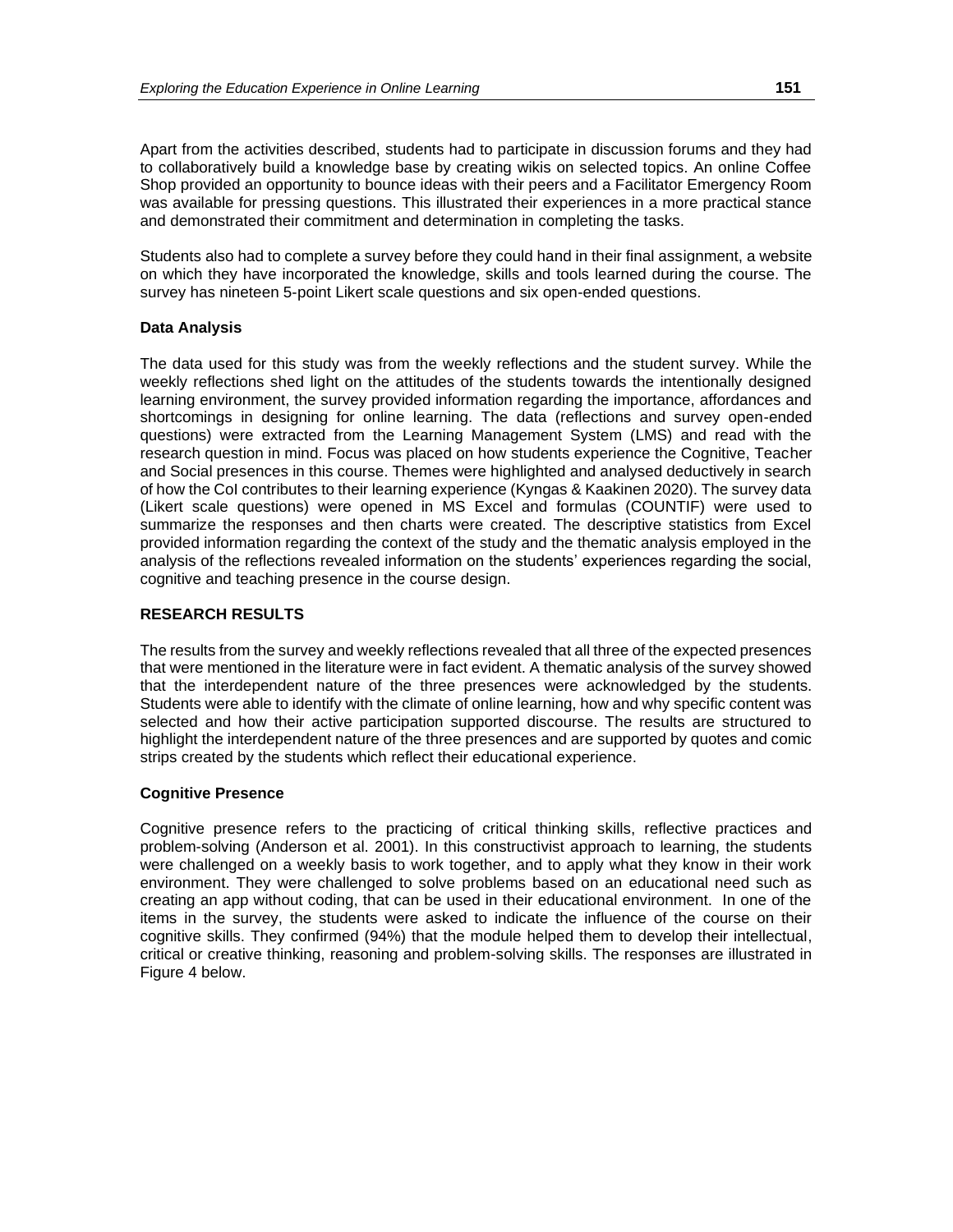Apart from the activities described, students had to participate in discussion forums and they had to collaboratively build a knowledge base by creating wikis on selected topics. An online Coffee Shop provided an opportunity to bounce ideas with their peers and a Facilitator Emergency Room was available for pressing questions. This illustrated their experiences in a more practical stance and demonstrated their commitment and determination in completing the tasks.

Students also had to complete a survey before they could hand in their final assignment, a website on which they have incorporated the knowledge, skills and tools learned during the course. The survey has nineteen 5-point Likert scale questions and six open-ended questions.

### Data Analysis

The data used for this study was from the weekly reflections and the student survey. While the weekly reflections shed light on the attitudes of the students towards the intentionally designed learning environment, the survey provided information regarding the importance, affordances and shortcomings in designing for online learning. The data (reflections and survey open-ended questions) were extracted from the Learning Management System (LMS) and read with the research question in mind. Focus was placed on how students experience the Cognitive, Teacher and Social presences in this course. Themes were highlighted and analysed deductively in search of how the CoI contributes to their learning experience (Kyngas & Kaakinen 2020). The survey data (Likert scale questions) were opened in MS Excel and formulas (COUNTIF) were used to summarize the responses and then charts were created. The descriptive statistics from Excel provided information regarding the context of the study and the thematic analysis employed in the analysis of the reflections revealed information on the students' experiences regarding the social, cognitive and teaching presence in the course design.

## RESEARCH RESULTS

The results from the survey and weekly reflections revealed that all three of the expected presences that were mentioned in the literature were in fact evident. A thematic analysis of the survey showed that the interdependent nature of the three presences were acknowledged by the students. Students were able to identify with the climate of online learning, how and why specific content was selected and how their active participation supported discourse. The results are structured to highlight the interdependent nature of the three presences and are supported by quotes and comic strips created by the students which reflect their educational experience.

### Cognitive Presence

Cognitive presence refers to the practicing of critical thinking skills, reflective practices and problem-solving (Anderson et al. 2001). In this constructivist approach to learning, the students were challenged on a weekly basis to work together, and to apply what they know in their work environment. They were challenged to solve problems based on an educational need such as creating an app without coding, that can be used in their educational environment. In one of the items in the survey, the students were asked to indicate the influence of the course on their cognitive skills. They confirmed (94%) that the module helped them to develop their intellectual, critical or creative thinking, reasoning and problem-solving skills. The responses are illustrated in Figure 4 below.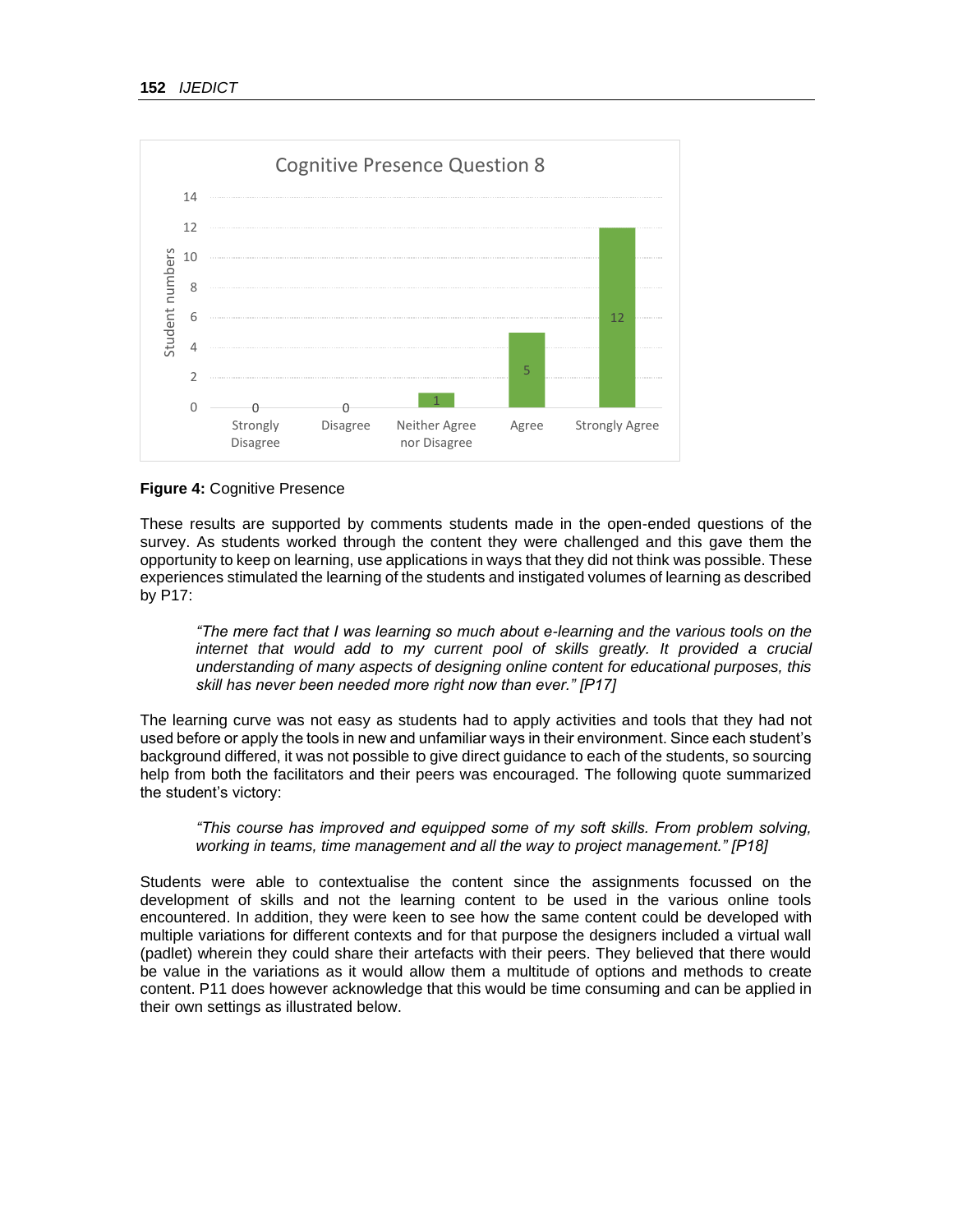**Figure 4:** Cognitive Presence

These results are supported by comments students made in the open-ended questions of the survey. As students worked through the content they were challenged and this gave them the opportunity to keep on learning, use applications in ways that they did not think was possible. These experiences stimulated the learning of the students and instigated volumes of learning as described by P17:

> *"The mere fact that I was learning so much about e-learning and the various tools on the internet that would add to my current pool of skills greatly. It provided a crucial understanding of many aspects of designing online content for educational purposes, this skill has never been needed more right now than ever." [P17]*

The learning curve was not easy as students had to apply activities and tools that they had not used before or apply the tools in new and unfamiliar ways in their environment. Since each student's background differed, it was not possible to give direct guidance to each of the students, so sourcing help from both the facilitators and their peers was encouraged. The following quote summarized the student's victory:

> *"This course has improved and equipped some of my soft skills. From problem solving, working in teams, time management and all the way to project management." [P18]*

Students were able to contextualise the content since the assignments focussed on the development of skills and not the learning content to be used in the various online tools encountered. In addition, they were keen to see how the same content could be developed with multiple variations for different contexts and for that purpose the designers included a virtual wall (padlet) wherein they could share their artefacts with their peers. They believed that there would be value in the variations as it would allow them a multitude of options and methods to create content. P11 does however acknowledge that this would be time consuming and can be applied in their own settings as illustrated below.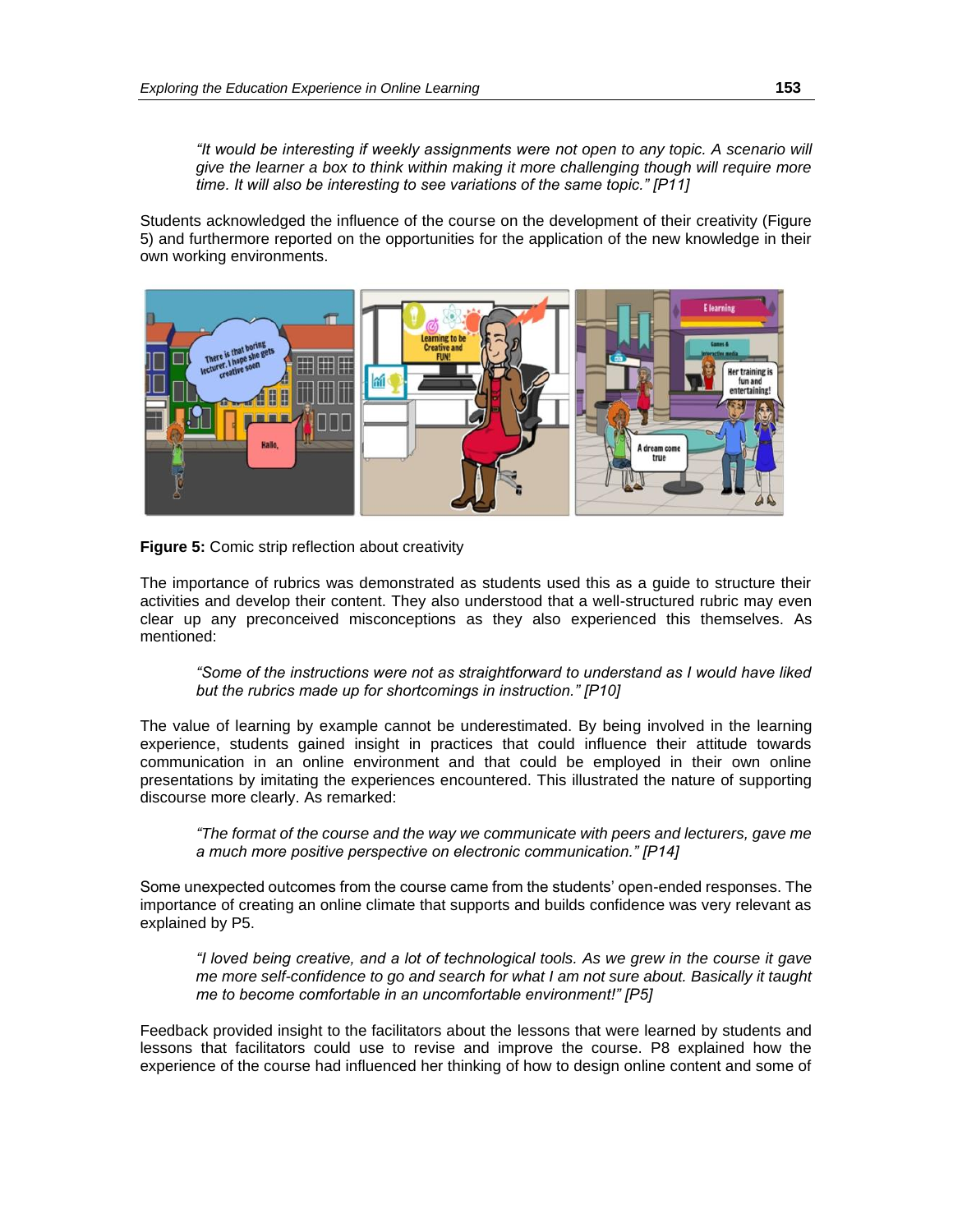> *"It would be interesting if weekly assignments were not open to any topic. A scenario will give the learner a box to think within making it more challenging though will require more time. It will also be interesting to see variations of the same topic." [P11]*

Students acknowledged the influence of the course on the development of their creativity (Figure 5) and furthermore reported on the opportunities for the application of the new knowledge in their own working environments.

**Figure 5:** Comic strip reflection about creativity

The importance of rubrics was demonstrated as students used this as a guide to structure their activities and develop their content. They also understood that a well-structured rubric may even clear up any preconceived misconceptions as they also experienced this themselves. As mentioned:

> *"Some of the instructions were not as straightforward to understand as I would have liked but the rubrics made up for shortcomings in instruction." [P10]*

The value of learning by example cannot be underestimated. By being involved in the learning experience, students gained insight in practices that could influence their attitude towards communication in an online environment and that could be employed in their own online presentations by imitating the experiences encountered. This illustrated the nature of supporting discourse more clearly. As remarked:

> *"The format of the course and the way we communicate with peers and lecturers, gave me a much more positive perspective on electronic communication." [P14]*

Some unexpected outcomes from the course came from the students' open-ended responses. The importance of creating an online climate that supports and builds confidence was very relevant as explained by P5.

> *"I loved being creative, and a lot of technological tools. As we grew in the course it gave me more self-confidence to go and search for what I am not sure about. Basically it taught me to become comfortable in an uncomfortable environment!" [P5]*

Feedback provided insight to the facilitators about the lessons that were learned by students and lessons that facilitators could use to revise and improve the course. P8 explained how the experience of the course had influenced her thinking of how to design online content and some of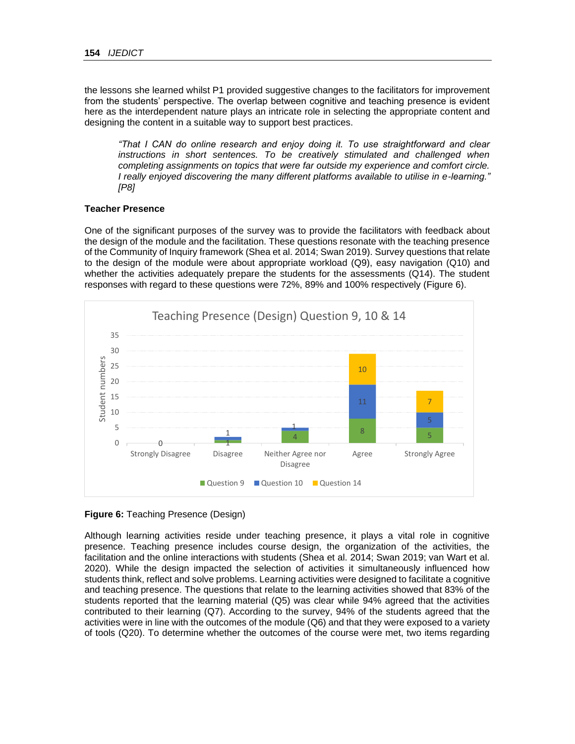the lessons she learned whilst P1 provided suggestive changes to the facilitators for improvement from the students' perspective. The overlap between cognitive and teaching presence is evident here as the interdependent nature plays an intricate role in selecting the appropriate content and designing the content in a suitable way to support best practices.

> *"That I CAN do online research and enjoy doing it. To use straightforward and clear instructions in short sentences. To be creatively stimulated and challenged when completing assignments on topics that were far outside my experience and comfort circle. I really enjoyed discovering the many different platforms available to utilise in e-learning." [P8]*

**Teacher Presence**

One of the significant purposes of the survey was to provide the facilitators with feedback about the design of the module and the facilitation. These questions resonate with the teaching presence of the Community of Inquiry framework (Shea et al. 2014; Swan 2019). Survey questions that relate to the design of the module were about appropriate workload (Q9), easy navigation (Q10) and whether the activities adequately prepare the students for the assessments (Q14). The student responses with regard to these questions were 72%, 89% and 100% respectively (Figure 6).

Teaching Presence (Design) Question 9, 10 & 14

| | Strongly Disagree | Disagree | Neither Agree nor Disagree | Agree | Strongly Agree |
|---|---|---|---|---|---|
| Question 9 | 0 | 1 | 4 | 8 | 5 |
| Question 10 | | 1 | 1 | 11 | 5 |
| Question 14 | | | | 10 | 7 |

**Figure 6:** Teaching Presence (Design)

Although learning activities reside under teaching presence, it plays a vital role in cognitive presence. Teaching presence includes course design, the organization of the activities, the facilitation and the online interactions with students (Shea et al. 2014; Swan 2019; van Wart et al. 2020). While the design impacted the selection of activities it simultaneously influenced how students think, reflect and solve problems. Learning activities were designed to facilitate a cognitive and teaching presence. The questions that relate to the learning activities showed that 83% of the students reported that the learning material (Q5) was clear while 94% agreed that the activities contributed to their learning (Q7). According to the survey, 94% of the students agreed that the activities were in line with the outcomes of the module (Q6) and that they were exposed to a variety of tools (Q20). To determine whether the outcomes of the course were met, two items regarding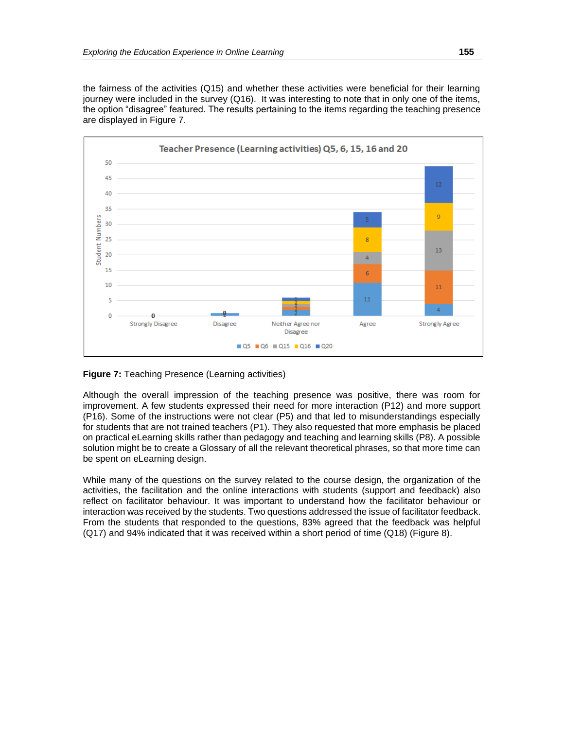the fairness of the activities (Q15) and whether these activities were beneficial for their learning journey were included in the survey (Q16). It was interesting to note that in only one of the items, the option "disagree" featured. The results pertaining to the items regarding the teaching presence are displayed in Figure 7.

**Figure 7:** Teaching Presence (Learning activities)

Although the overall impression of the teaching presence was positive, there was room for improvement. A few students expressed their need for more interaction (P12) and more support (P16). Some of the instructions were not clear (P5) and that led to misunderstandings especially for students that are not trained teachers (P1). They also requested that more emphasis be placed on practical eLearning skills rather than pedagogy and teaching and learning skills (P8). A possible solution might be to create a Glossary of all the relevant theoretical phrases, so that more time can be spent on eLearning design.

While many of the questions on the survey related to the course design, the organization of the activities, the facilitation and the online interactions with students (support and feedback) also reflect on facilitator behaviour. It was important to understand how the facilitator behaviour or interaction was received by the students. Two questions addressed the issue of facilitator feedback. From the students that responded to the questions, 83% agreed that the feedback was helpful (Q17) and 94% indicated that it was received within a short period of time (Q18) (Figure 8).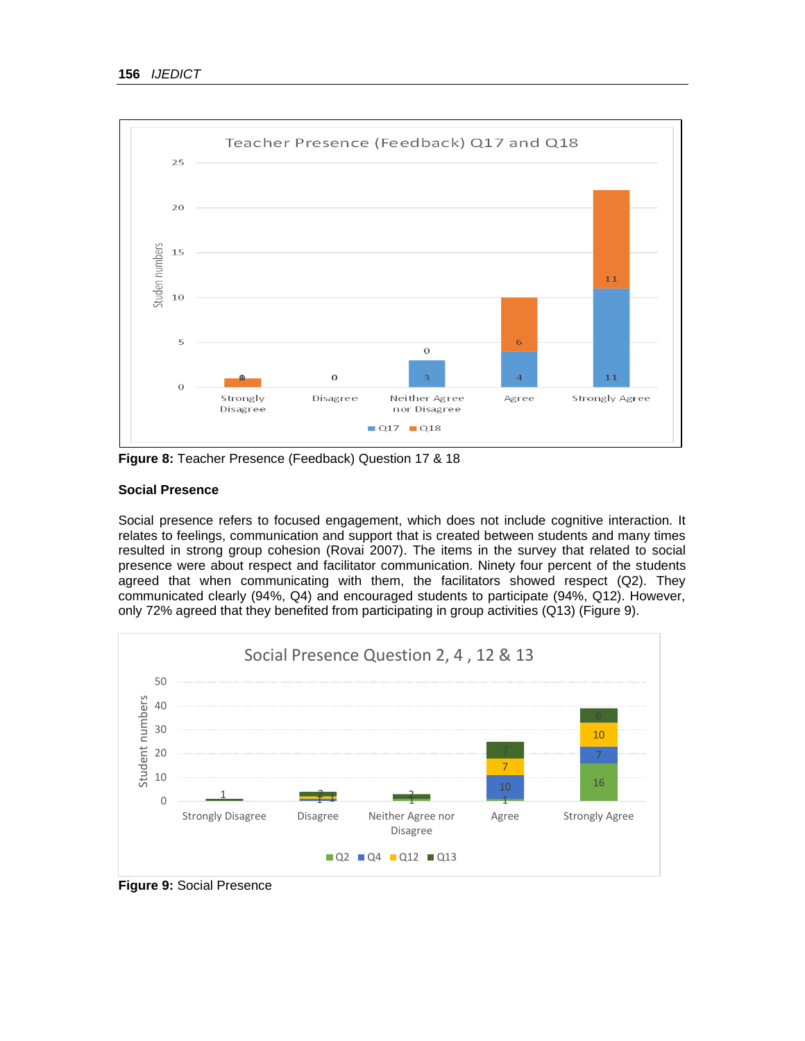**Figure 8:** Teacher Presence (Feedback) Question 17 & 18

### Social Presence

Social presence refers to focused engagement, which does not include cognitive interaction. It relates to feelings, communication and support that is created between students and many times resulted in strong group cohesion (Rovai 2007). The items in the survey that related to social presence were about respect and facilitator communication. Ninety four percent of the students agreed that when communicating with them, the facilitators showed respect (Q2). They communicated clearly (94%, Q4) and encouraged students to participate (94%, Q12). However, only 72% agreed that they benefited from participating in group activities (Q13) (Figure 9).

**Figure 9:** Social Presence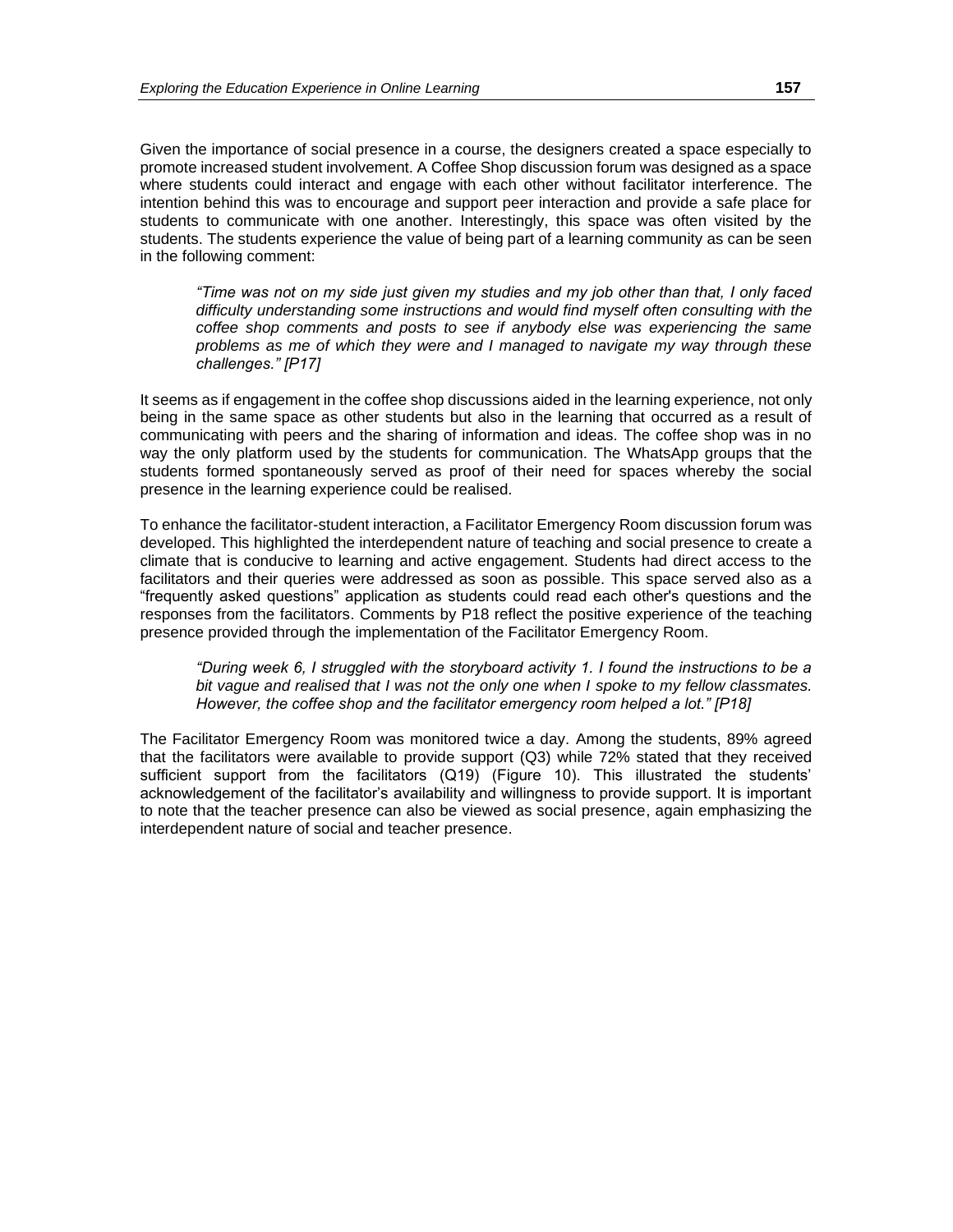Given the importance of social presence in a course, the designers created a space especially to promote increased student involvement. A Coffee Shop discussion forum was designed as a space where students could interact and engage with each other without facilitator interference. The intention behind this was to encourage and support peer interaction and provide a safe place for students to communicate with one another. Interestingly, this space was often visited by the students. The students experience the value of being part of a learning community as can be seen in the following comment:

> *"Time was not on my side just given my studies and my job other than that, I only faced difficulty understanding some instructions and would find myself often consulting with the coffee shop comments and posts to see if anybody else was experiencing the same problems as me of which they were and I managed to navigate my way through these challenges." [P17]*

It seems as if engagement in the coffee shop discussions aided in the learning experience, not only being in the same space as other students but also in the learning that occurred as a result of communicating with peers and the sharing of information and ideas. The coffee shop was in no way the only platform used by the students for communication. The WhatsApp groups that the students formed spontaneously served as proof of their need for spaces whereby the social presence in the learning experience could be realised.

To enhance the facilitator-student interaction, a Facilitator Emergency Room discussion forum was developed. This highlighted the interdependent nature of teaching and social presence to create a climate that is conducive to learning and active engagement. Students had direct access to the facilitators and their queries were addressed as soon as possible. This space served also as a "frequently asked questions" application as students could read each other's questions and the responses from the facilitators. Comments by P18 reflect the positive experience of the teaching presence provided through the implementation of the Facilitator Emergency Room.

> *"During week 6, I struggled with the storyboard activity 1. I found the instructions to be a bit vague and realised that I was not the only one when I spoke to my fellow classmates. However, the coffee shop and the facilitator emergency room helped a lot." [P18]*

The Facilitator Emergency Room was monitored twice a day. Among the students, 89% agreed that the facilitators were available to provide support (Q3) while 72% stated that they received sufficient support from the facilitators (Q19) (Figure 10). This illustrated the students' acknowledgement of the facilitator's availability and willingness to provide support. It is important to note that the teacher presence can also be viewed as social presence, again emphasizing the interdependent nature of social and teacher presence.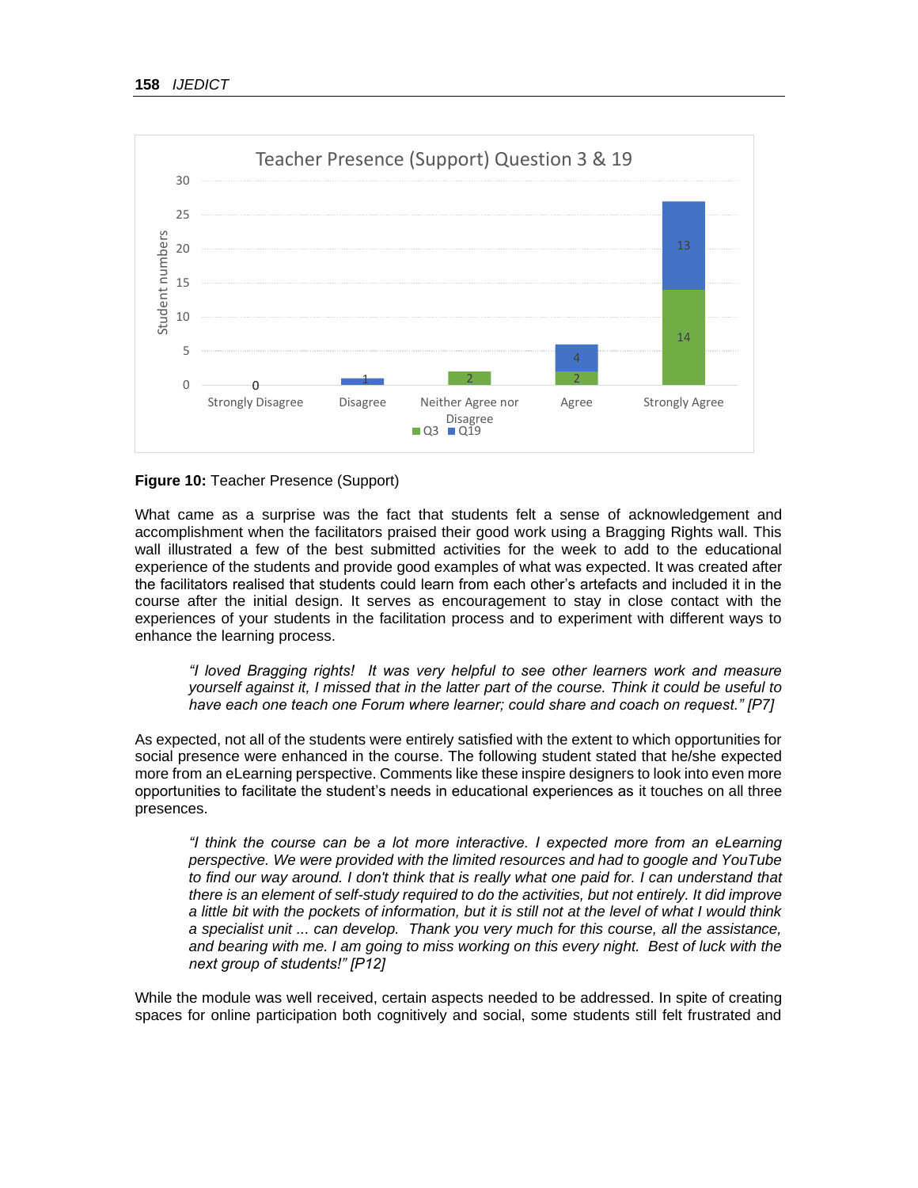**Figure 10:** Teacher Presence (Support)

What came as a surprise was the fact that students felt a sense of acknowledgement and accomplishment when the facilitators praised their good work using a Bragging Rights wall. This wall illustrated a few of the best submitted activities for the week to add to the educational experience of the students and provide good examples of what was expected. It was created after the facilitators realised that students could learn from each other's artefacts and included it in the course after the initial design. It serves as encouragement to stay in close contact with the experiences of your students in the facilitation process and to experiment with different ways to enhance the learning process.

> *"I loved Bragging rights! It was very helpful to see other learners work and measure yourself against it, I missed that in the latter part of the course. Think it could be useful to have each one teach one Forum where learner; could share and coach on request." [P7]*

As expected, not all of the students were entirely satisfied with the extent to which opportunities for social presence were enhanced in the course. The following student stated that he/she expected more from an eLearning perspective. Comments like these inspire designers to look into even more opportunities to facilitate the student's needs in educational experiences as it touches on all three presences.

> *"I think the course can be a lot more interactive. I expected more from an eLearning perspective. We were provided with the limited resources and had to google and YouTube to find our way around. I don't think that is really what one paid for. I can understand that there is an element of self-study required to do the activities, but not entirely. It did improve a little bit with the pockets of information, but it is still not at the level of what I would think a specialist unit ... can develop. Thank you very much for this course, all the assistance, and bearing with me. I am going to miss working on this every night. Best of luck with the next group of students!" [P12]*

While the module was well received, certain aspects needed to be addressed. In spite of creating spaces for online participation both cognitively and social, some students still felt frustrated and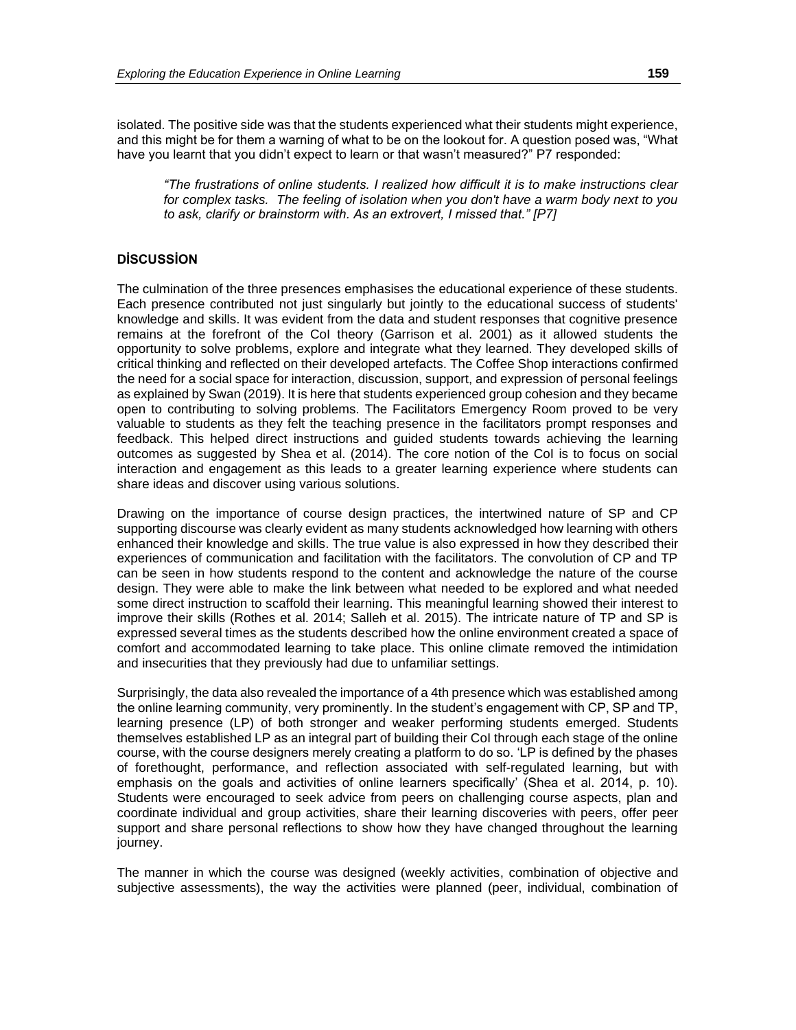isolated. The positive side was that the students experienced what their students might experience, and this might be for them a warning of what to be on the lookout for. A question posed was, "What have you learnt that you didn't expect to learn or that wasn't measured?" P7 responded:

> *"The frustrations of online students. I realized how difficult it is to make instructions clear for complex tasks. The feeling of isolation when you don't have a warm body next to you to ask, clarify or brainstorm with. As an extrovert, I missed that." [P7]*

## DİSCUSSİON

The culmination of the three presences emphasises the educational experience of these students. Each presence contributed not just singularly but jointly to the educational success of students' knowledge and skills. It was evident from the data and student responses that cognitive presence remains at the forefront of the CoI theory (Garrison et al. 2001) as it allowed students the opportunity to solve problems, explore and integrate what they learned. They developed skills of critical thinking and reflected on their developed artefacts. The Coffee Shop interactions confirmed the need for a social space for interaction, discussion, support, and expression of personal feelings as explained by Swan (2019). It is here that students experienced group cohesion and they became open to contributing to solving problems. The Facilitators Emergency Room proved to be very valuable to students as they felt the teaching presence in the facilitators prompt responses and feedback. This helped direct instructions and guided students towards achieving the learning outcomes as suggested by Shea et al. (2014). The core notion of the CoI is to focus on social interaction and engagement as this leads to a greater learning experience where students can share ideas and discover using various solutions.

Drawing on the importance of course design practices, the intertwined nature of SP and CP supporting discourse was clearly evident as many students acknowledged how learning with others enhanced their knowledge and skills. The true value is also expressed in how they described their experiences of communication and facilitation with the facilitators. The convolution of CP and TP can be seen in how students respond to the content and acknowledge the nature of the course design. They were able to make the link between what needed to be explored and what needed some direct instruction to scaffold their learning. This meaningful learning showed their interest to improve their skills (Rothes et al. 2014; Salleh et al. 2015). The intricate nature of TP and SP is expressed several times as the students described how the online environment created a space of comfort and accommodated learning to take place. This online climate removed the intimidation and insecurities that they previously had due to unfamiliar settings.

Surprisingly, the data also revealed the importance of a 4th presence which was established among the online learning community, very prominently. In the student's engagement with CP, SP and TP, learning presence (LP) of both stronger and weaker performing students emerged. Students themselves established LP as an integral part of building their CoI through each stage of the online course, with the course designers merely creating a platform to do so. 'LP is defined by the phases of forethought, performance, and reflection associated with self-regulated learning, but with emphasis on the goals and activities of online learners specifically' (Shea et al. 2014, p. 10). Students were encouraged to seek advice from peers on challenging course aspects, plan and coordinate individual and group activities, share their learning discoveries with peers, offer peer support and share personal reflections to show how they have changed throughout the learning journey.

The manner in which the course was designed (weekly activities, combination of objective and subjective assessments), the way the activities were planned (peer, individual, combination of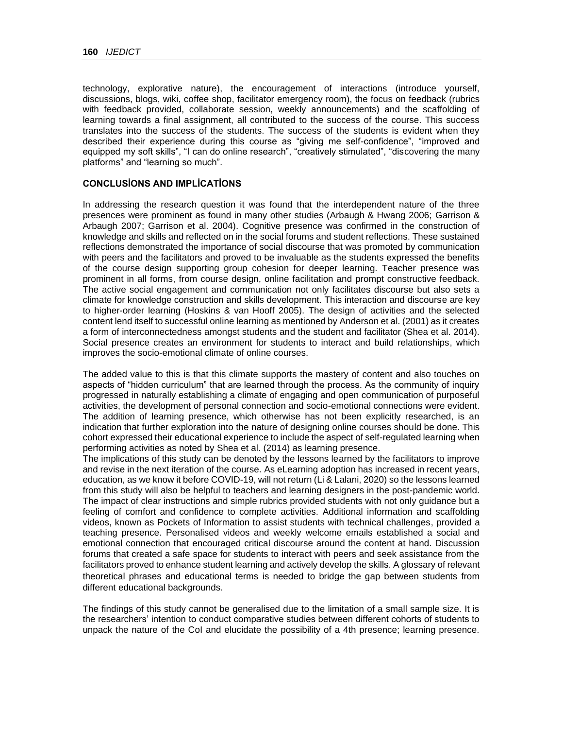technology, explorative nature), the encouragement of interactions (introduce yourself, discussions, blogs, wiki, coffee shop, facilitator emergency room), the focus on feedback (rubrics with feedback provided, collaborate session, weekly announcements) and the scaffolding of learning towards a final assignment, all contributed to the success of the course. This success translates into the success of the students. The success of the students is evident when they described their experience during this course as "giving me self-confidence", "improved and equipped my soft skills", "I can do online research", "creatively stimulated", "discovering the many platforms" and "learning so much".

## CONCLUSİONS AND IMPLİCATİONS

In addressing the research question it was found that the interdependent nature of the three presences were prominent as found in many other studies (Arbaugh & Hwang 2006; Garrison & Arbaugh 2007; Garrison et al. 2004). Cognitive presence was confirmed in the construction of knowledge and skills and reflected on in the social forums and student reflections. These sustained reflections demonstrated the importance of social discourse that was promoted by communication with peers and the facilitators and proved to be invaluable as the students expressed the benefits of the course design supporting group cohesion for deeper learning. Teacher presence was prominent in all forms, from course design, online facilitation and prompt constructive feedback. The active social engagement and communication not only facilitates discourse but also sets a climate for knowledge construction and skills development. This interaction and discourse are key to higher-order learning (Hoskins & van Hooff 2005). The design of activities and the selected content lend itself to successful online learning as mentioned by Anderson et al. (2001) as it creates a form of interconnectedness amongst students and the student and facilitator (Shea et al. 2014). Social presence creates an environment for students to interact and build relationships, which improves the socio-emotional climate of online courses.

The added value to this is that this climate supports the mastery of content and also touches on aspects of "hidden curriculum" that are learned through the process. As the community of inquiry progressed in naturally establishing a climate of engaging and open communication of purposeful activities, the development of personal connection and socio-emotional connections were evident. The addition of learning presence, which otherwise has not been explicitly researched, is an indication that further exploration into the nature of designing online courses should be done. This cohort expressed their educational experience to include the aspect of self-regulated learning when performing activities as noted by Shea et al. (2014) as learning presence.

The implications of this study can be denoted by the lessons learned by the facilitators to improve and revise in the next iteration of the course. As eLearning adoption has increased in recent years, education, as we know it before COVID-19, will not return (Li & Lalani, 2020) so the lessons learned from this study will also be helpful to teachers and learning designers in the post-pandemic world. The impact of clear instructions and simple rubrics provided students with not only guidance but a feeling of comfort and confidence to complete activities. Additional information and scaffolding videos, known as Pockets of Information to assist students with technical challenges, provided a teaching presence. Personalised videos and weekly welcome emails established a social and emotional connection that encouraged critical discourse around the content at hand. Discussion forums that created a safe space for students to interact with peers and seek assistance from the facilitators proved to enhance student learning and actively develop the skills. A glossary of relevant theoretical phrases and educational terms is needed to bridge the gap between students from different educational backgrounds.

The findings of this study cannot be generalised due to the limitation of a small sample size. It is the researchers' intention to conduct comparative studies between different cohorts of students to unpack the nature of the CoI and elucidate the possibility of a 4th presence; learning presence.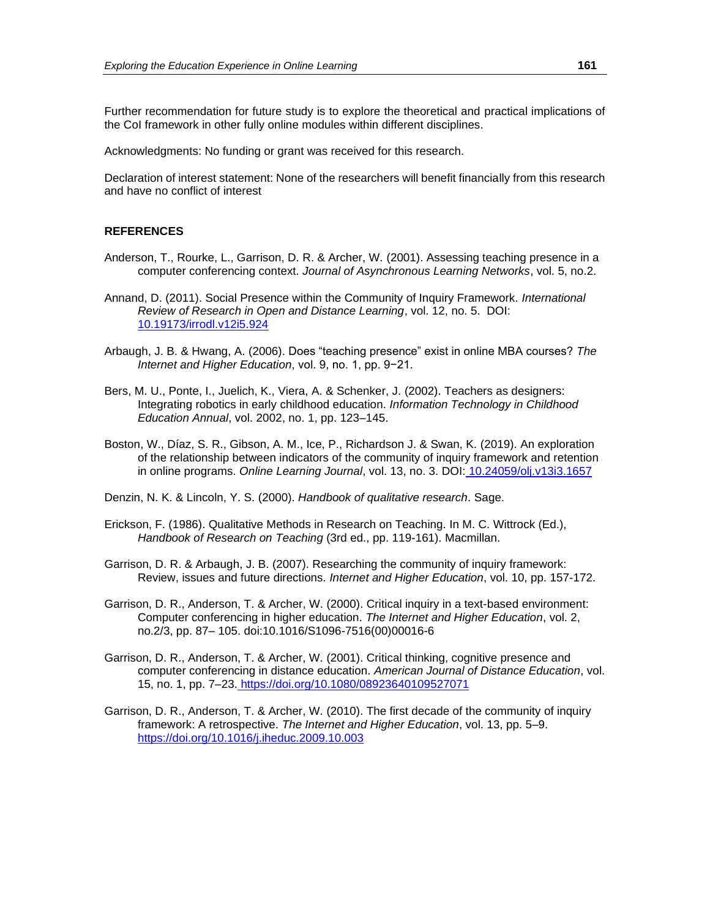Further recommendation for future study is to explore the theoretical and practical implications of the CoI framework in other fully online modules within different disciplines.

Acknowledgments: No funding or grant was received for this research.

Declaration of interest statement: None of the researchers will benefit financially from this research and have no conflict of interest

### REFERENCES

Anderson, T., Rourke, L., Garrison, D. R. & Archer, W. (2001). Assessing teaching presence in a computer conferencing context. *Journal of Asynchronous Learning Networks*, vol. 5, no.2.

Annand, D. (2011). Social Presence within the Community of Inquiry Framework. *International Review of Research in Open and Distance Learning*, vol. 12, no. 5. DOI: 10.19173/irrodl.v12i5.924

Arbaugh, J. B. & Hwang, A. (2006). Does "teaching presence" exist in online MBA courses? *The Internet and Higher Education*, vol. 9, no. 1, pp. 9−21.

Bers, M. U., Ponte, I., Juelich, K., Viera, A. & Schenker, J. (2002). Teachers as designers: Integrating robotics in early childhood education. *Information Technology in Childhood Education Annual*, vol. 2002, no. 1, pp. 123–145.

Boston, W., Díaz, S. R., Gibson, A. M., Ice, P., Richardson J. & Swan, K. (2019). An exploration of the relationship between indicators of the community of inquiry framework and retention in online programs. *Online Learning Journal*, vol. 13, no. 3. DOI: 10.24059/olj.v13i3.1657

Denzin, N. K. & Lincoln, Y. S. (2000). *Handbook of qualitative research*. Sage.

Erickson, F. (1986). Qualitative Methods in Research on Teaching. In M. C. Wittrock (Ed.), *Handbook of Research on Teaching* (3rd ed., pp. 119-161). Macmillan.

Garrison, D. R. & Arbaugh, J. B. (2007). Researching the community of inquiry framework: Review, issues and future directions. *Internet and Higher Education*, vol. 10, pp. 157-172.

Garrison, D. R., Anderson, T. & Archer, W. (2000). Critical inquiry in a text-based environment: Computer conferencing in higher education. *The Internet and Higher Education*, vol. 2, no.2/3, pp. 87– 105. doi:10.1016/S1096-7516(00)00016-6

Garrison, D. R., Anderson, T. & Archer, W. (2001). Critical thinking, cognitive presence and computer conferencing in distance education. *American Journal of Distance Education*, vol. 15, no. 1, pp. 7–23. https://doi.org/10.1080/08923640109527071

Garrison, D. R., Anderson, T. & Archer, W. (2010). The first decade of the community of inquiry framework: A retrospective. *The Internet and Higher Education*, vol. 13, pp. 5–9. https://doi.org/10.1016/j.iheduc.2009.10.003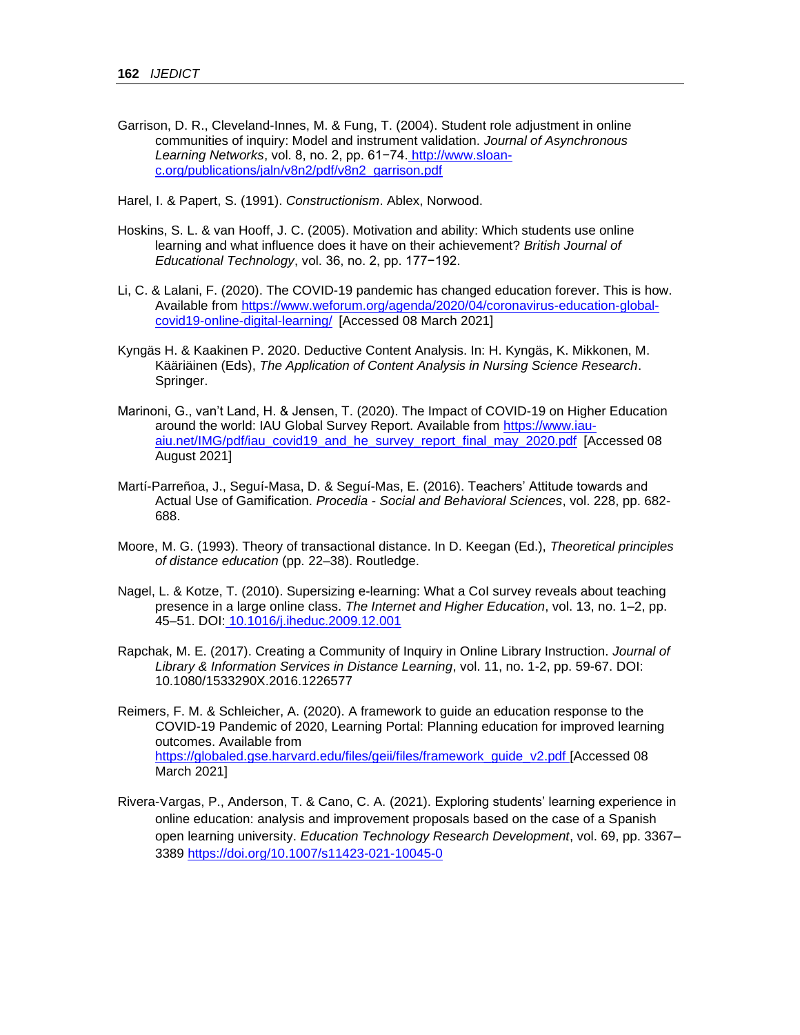Garrison, D. R., Cleveland-Innes, M. & Fung, T. (2004). Student role adjustment in online communities of inquiry: Model and instrument validation. *Journal of Asynchronous Learning Networks*, vol. 8, no. 2, pp. 61−74. http://www.sloan-c.org/publications/jaln/v8n2/pdf/v8n2_garrison.pdf

Harel, I. & Papert, S. (1991). *Constructionism*. Ablex, Norwood.

Hoskins, S. L. & van Hooff, J. C. (2005). Motivation and ability: Which students use online learning and what influence does it have on their achievement? *British Journal of Educational Technology*, vol. 36, no. 2, pp. 177−192.

Li, C. & Lalani, F. (2020). The COVID-19 pandemic has changed education forever. This is how. Available from https://www.weforum.org/agenda/2020/04/coronavirus-education-global-covid19-online-digital-learning/ [Accessed 08 March 2021]

Kyngäs H. & Kaakinen P. 2020. Deductive Content Analysis. In: H. Kyngäs, K. Mikkonen, M. Kääriäinen (Eds), *The Application of Content Analysis in Nursing Science Research*. Springer.

Marinoni, G., van't Land, H. & Jensen, T. (2020). The Impact of COVID-19 on Higher Education around the world: IAU Global Survey Report. Available from https://www.iau-aiu.net/IMG/pdf/iau_covid19_and_he_survey_report_final_may_2020.pdf [Accessed 08 August 2021]

Martí-Parreñoa, J., Seguí-Masa, D. & Seguí-Mas, E. (2016). Teachers' Attitude towards and Actual Use of Gamification. *Procedia - Social and Behavioral Sciences*, vol. 228, pp. 682-688.

Moore, M. G. (1993). Theory of transactional distance. In D. Keegan (Ed.), *Theoretical principles of distance education* (pp. 22–38). Routledge.

Nagel, L. & Kotze, T. (2010). Supersizing e-learning: What a CoI survey reveals about teaching presence in a large online class. *The Internet and Higher Education*, vol. 13, no. 1–2, pp. 45–51. DOI: 10.1016/j.iheduc.2009.12.001

Rapchak, M. E. (2017). Creating a Community of Inquiry in Online Library Instruction. *Journal of Library & Information Services in Distance Learning*, vol. 11, no. 1-2, pp. 59-67. DOI: 10.1080/1533290X.2016.1226577

Reimers, F. M. & Schleicher, A. (2020). A framework to guide an education response to the COVID-19 Pandemic of 2020, Learning Portal: Planning education for improved learning outcomes. Available from https://globaled.gse.harvard.edu/files/geii/files/framework_guide_v2.pdf [Accessed 08 March 2021]

Rivera-Vargas, P., Anderson, T. & Cano, C. A. (2021). Exploring students' learning experience in online education: analysis and improvement proposals based on the case of a Spanish open learning university. *Education Technology Research Development*, vol. 69, pp. 3367–3389 https://doi.org/10.1007/s11423-021-10045-0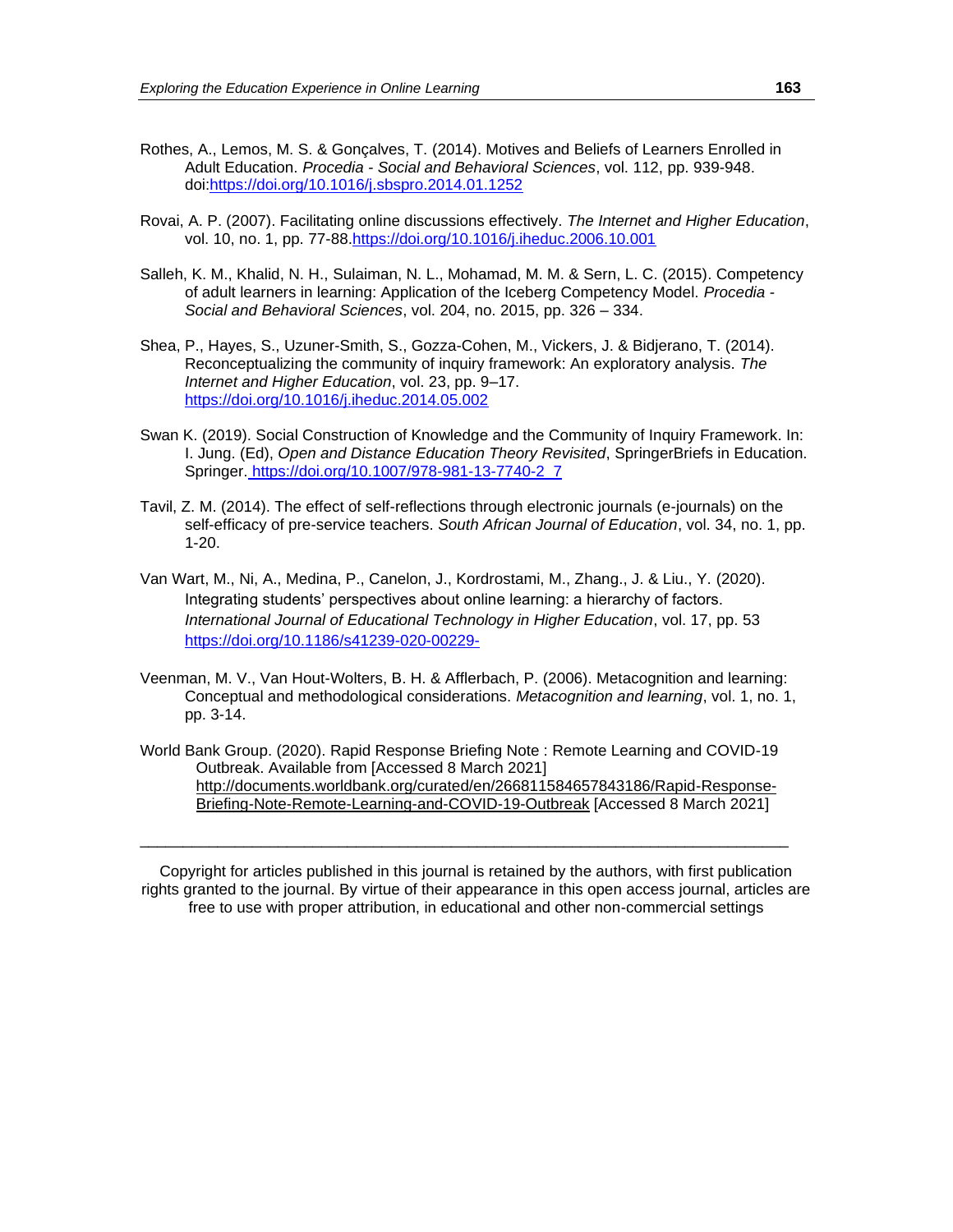Rothes, A., Lemos, M. S. & Gonçalves, T. (2014). Motives and Beliefs of Learners Enrolled in Adult Education. *Procedia - Social and Behavioral Sciences*, vol. 112, pp. 939-948. doi:https://doi.org/10.1016/j.sbspro.2014.01.1252

Rovai, A. P. (2007). Facilitating online discussions effectively. *The Internet and Higher Education*, vol. 10, no. 1, pp. 77-88.https://doi.org/10.1016/j.iheduc.2006.10.001

Salleh, K. M., Khalid, N. H., Sulaiman, N. L., Mohamad, M. M. & Sern, L. C. (2015). Competency of adult learners in learning: Application of the Iceberg Competency Model. *Procedia - Social and Behavioral Sciences*, vol. 204, no. 2015, pp. 326 – 334.

Shea, P., Hayes, S., Uzuner-Smith, S., Gozza-Cohen, M., Vickers, J. & Bidjerano, T. (2014). Reconceptualizing the community of inquiry framework: An exploratory analysis. *The Internet and Higher Education*, vol. 23, pp. 9–17. https://doi.org/10.1016/j.iheduc.2014.05.002

Swan K. (2019). Social Construction of Knowledge and the Community of Inquiry Framework. In: I. Jung. (Ed), *Open and Distance Education Theory Revisited*, SpringerBriefs in Education. Springer. https://doi.org/10.1007/978-981-13-7740-2_7

Tavil, Z. M. (2014). The effect of self-reflections through electronic journals (e-journals) on the self-efficacy of pre-service teachers. *South African Journal of Education*, vol. 34, no. 1, pp. 1-20.

Van Wart, M., Ni, A., Medina, P., Canelon, J., Kordrostami, M., Zhang., J. & Liu., Y. (2020). Integrating students' perspectives about online learning: a hierarchy of factors. *International Journal of Educational Technology in Higher Education*, vol. 17, pp. 53 https://doi.org/10.1186/s41239-020-00229-

Veenman, M. V., Van Hout-Wolters, B. H. & Afflerbach, P. (2006). Metacognition and learning: Conceptual and methodological considerations. *Metacognition and learning*, vol. 1, no. 1, pp. 3-14.

World Bank Group. (2020). Rapid Response Briefing Note : Remote Learning and COVID-19 Outbreak. Available from [Accessed 8 March 2021] http://documents.worldbank.org/curated/en/266811584657843186/Rapid-Response-Briefing-Note-Remote-Learning-and-COVID-19-Outbreak [Accessed 8 March 2021]

---

Copyright for articles published in this journal is retained by the authors, with first publication rights granted to the journal. By virtue of their appearance in this open access journal, articles are free to use with proper attribution, in educational and other non-commercial settings